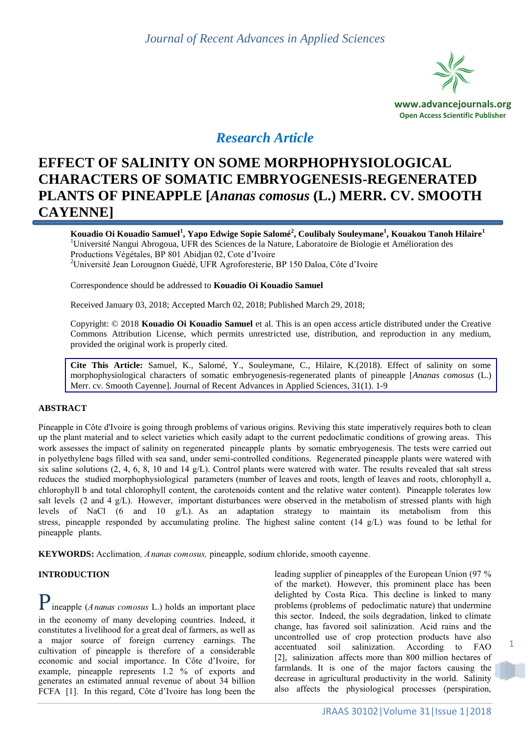Research Article

# EFFECT OF SALINITY ON SOME MORPHOPHYSIOLOGICAL CHARACTERS OF SOMATIC EMBRYOGENESIS-REGENERATED PLANTS OF PINEAPPLE [*Ananas comosus* (L.) MERR. CV. SMOOTH CAYENNE]

**Kouadio Oi Kouadio Samuel[1], Yapo Edwige Sopie Salomé[2], Coulibaly Souleymane[1], Kouakou Tanoh Hilaire[1]**
[1]Université Nangui Abrogoua, UFR des Sciences de la Nature, Laboratoire de Biologie et Amélioration des Productions Végétales, BP 801 Abidjan 02, Cote d'Ivoire
[2]Université Jean Lorougnon Guédé, UFR Agroforesterie, BP 150 Daloa, Côte d'Ivoire

Correspondence should be addressed to **Kouadio Oi Kouadio Samuel**

Received January 03, 2018; Accepted March 02, 2018; Published March 29, 2018;

Copyright: © 2018 **Kouadio Oi Kouadio Samuel** et al. This is an open access article distributed under the Creative Commons Attribution License, which permits unrestricted use, distribution, and reproduction in any medium, provided the original work is properly cited.

**Cite This Article:** Samuel, K., Salomé, Y., Souleymane, C., Hilaire, K.(2018). Effect of salinity on some morphophysiological characters of somatic embryogenesis-regenerated plants of pineapple [*Ananas comosus* (L.) Merr. cv. Smooth Cayenne]. Journal of Recent Advances in Applied Sciences, 31(1). 1-9

## ABSTRACT

Pineapple in Côte d'Ivoire is going through problems of various origins. Reviving this state imperatively requires both to clean up the plant material and to select varieties which easily adapt to the current pedoclimatic conditions of growing areas. This work assesses the impact of salinity on regenerated pineapple plants by somatic embryogenesis. The tests were carried out in polyethylene bags filled with sea sand, under semi-controlled conditions. Regenerated pineapple plants were watered with six saline solutions (2, 4, 6, 8, 10 and 14 g/L). Control plants were watered with water. The results revealed that salt stress reduces the studied morphophysiological parameters (number of leaves and roots, length of leaves and roots, chlorophyll a, chlorophyll b and total chlorophyll content, the carotenoids content and the relative water content). Pineapple tolerates low salt levels (2 and 4 g/L). However, important disturbances were observed in the metabolism of stressed plants with high levels of NaCl (6 and 10 g/L). As an adaptation strategy to maintain its metabolism from this stress, pineapple responded by accumulating proline. The highest saline content (14 g/L) was found to be lethal for pineapple plants.

**KEYWORDS:** Acclimation, *Ananas comosus,* pineapple, sodium chloride, smooth cayenne.

## INTRODUCTION

Pineapple (*Ananas comosus* L.) holds an important place in the economy of many developing countries. Indeed, it constitutes a livelihood for a great deal of farmers, as well as a major source of foreign currency earnings. The cultivation of pineapple is therefore of a considerable economic and social importance. In Côte d'Ivoire, for example, pineapple represents 1.2 % of exports and generates an estimated annual revenue of about 34 billion FCFA [1]. In this regard, Côte d'Ivoire has long been the leading supplier of pineapples of the European Union (97 % of the market). However, this prominent place has been delighted by Costa Rica. This decline is linked to many problems (problems of pedoclimatic nature) that undermine this sector. Indeed, the soils degradation, linked to climate change, has favored soil salinization. Acid rains and the uncontrolled use of crop protection products have also accentuated soil salinization. According to FAO [2], salinization affects more than 800 million hectares of farmlands. It is one of the major factors causing the decrease in agricultural productivity in the world. Salinity also affects the physiological processes (perspiration,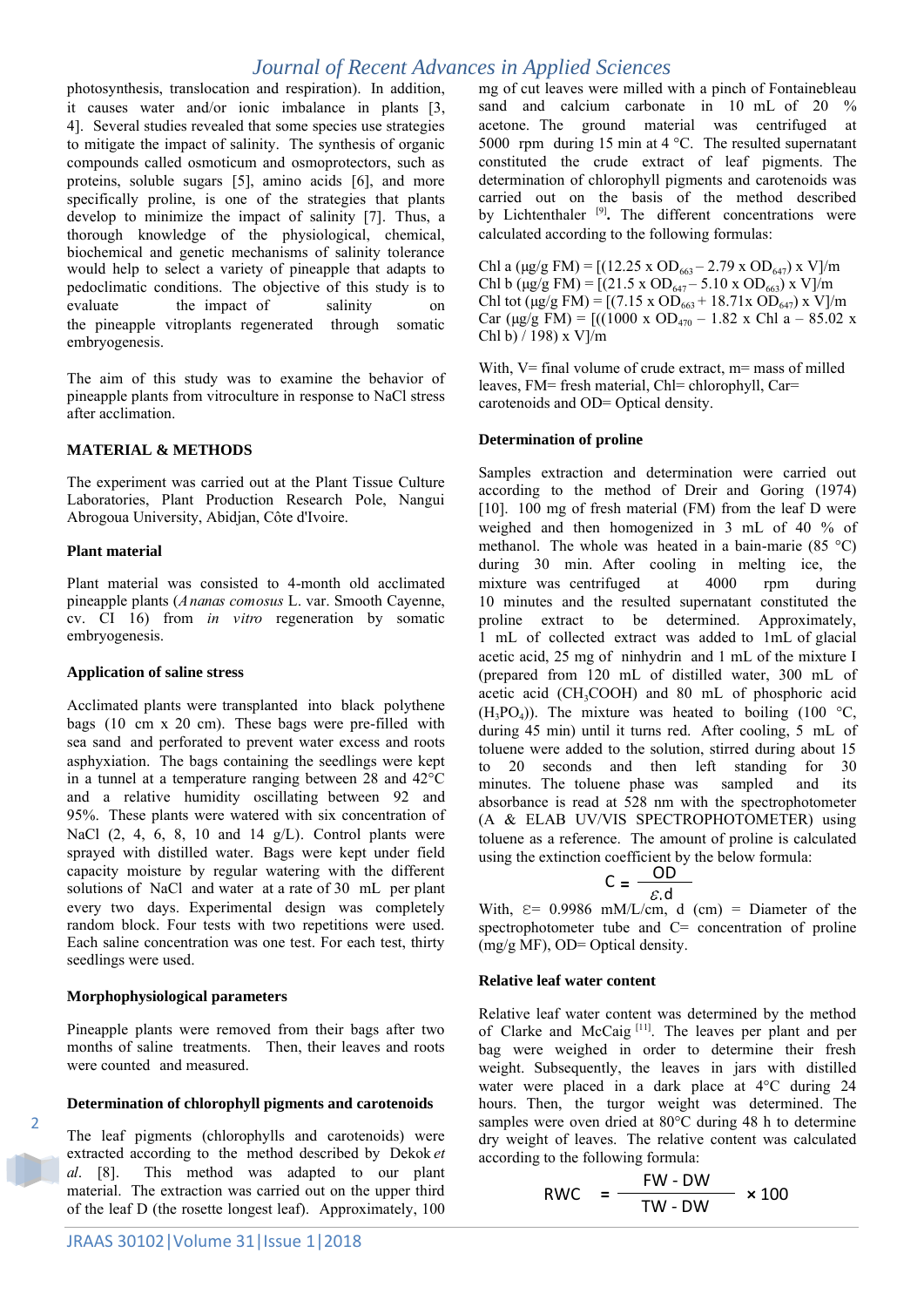photosynthesis, translocation and respiration). In addition, it causes water and/or ionic imbalance in plants [3, 4]. Several studies revealed that some species use strategies to mitigate the impact of salinity. The synthesis of organic compounds called osmoticum and osmoprotectors, such as proteins, soluble sugars [5], amino acids [6], and more specifically proline, is one of the strategies that plants develop to minimize the impact of salinity [7]. Thus, a thorough knowledge of the physiological, chemical, biochemical and genetic mechanisms of salinity tolerance would help to select a variety of pineapple that adapts to pedoclimatic conditions. The objective of this study is to evaluate the impact of salinity on the pineapple vitroplants regenerated through somatic embryogenesis.

The aim of this study was to examine the behavior of pineapple plants from vitroculture in response to NaCl stress after acclimation.

## MATERIAL & METHODS

The experiment was carried out at the Plant Tissue Culture Laboratories, Plant Production Research Pole, Nangui Abrogoua University, Abidjan, Côte d'Ivoire.

### Plant material

Plant material was consisted to 4-month old acclimated pineapple plants (*Ananas comosus* L. var. Smooth Cayenne, cv. CI 16) from *in vitro* regeneration by somatic embryogenesis.

### Application of saline stress

Acclimated plants were transplanted into black polythene bags (10 cm x 20 cm). These bags were pre-filled with sea sand and perforated to prevent water excess and roots asphyxiation. The bags containing the seedlings were kept in a tunnel at a temperature ranging between 28 and 42°C and a relative humidity oscillating between 92 and 95%. These plants were watered with six concentration of NaCl (2, 4, 6, 8, 10 and 14 g/L). Control plants were sprayed with distilled water. Bags were kept under field capacity moisture by regular watering with the different solutions of NaCl and water at a rate of 30 mL per plant every two days. Experimental design was completely random block. Four tests with two repetitions were used. Each saline concentration was one test. For each test, thirty seedlings were used.

### Morphophysiological parameters

Pineapple plants were removed from their bags after two months of saline treatments. Then, their leaves and roots were counted and measured.

### Determination of chlorophyll pigments and carotenoids

The leaf pigments (chlorophylls and carotenoids) were extracted according to the method described by Dekok *et al*. [8]. This method was adapted to our plant material. The extraction was carried out on the upper third of the leaf D (the rosette longest leaf). Approximately, 100 mg of cut leaves were milled with a pinch of Fontainebleau sand and calcium carbonate in 10 mL of 20 % acetone. The ground material was centrifuged at 5000 rpm during 15 min at 4 °C. The resulted supernatant constituted the crude extract of leaf pigments. The determination of chlorophyll pigments and carotenoids was carried out on the basis of the method described by Lichtenthaler [9]. The different concentrations were calculated according to the following formulas:

$$\text{Chl a } (\mu g/g \text{ FM}) = [(12.25 \times OD_{663} - 2.79 \times OD_{647}) \times V]/m$$

$$\text{Chl b } (\mu g/g \text{ FM}) = [(21.5 \times OD_{647} - 5.10 \times OD_{663}) \times V]/m$$

$$\text{Chl tot } (\mu g/g \text{ FM}) = [(7.15 \times OD_{663} + 18.71 \times OD_{647}) \times V]/m$$

$$\text{Car } (\mu g/g \text{ FM}) = [((1000 \times OD_{470} - 1.82 \times \text{Chl a} - 85.02 \times \text{Chl b}) / 198) \times V]/m$$

With, V= final volume of crude extract, m= mass of milled leaves, FM= fresh material, Chl= chlorophyll, Car= carotenoids and OD= Optical density.

### Determination of proline

Samples extraction and determination were carried out according to the method of Dreir and Goring (1974) [10]. 100 mg of fresh material (FM) from the leaf D were weighed and then homogenized in 3 mL of 40 % of methanol. The whole was heated in a bain-marie (85 °C) during 30 min. After cooling in melting ice, the mixture was centrifuged at 4000 rpm during 10 minutes and the resulted supernatant constituted the proline extract to be determined. Approximately, 1 mL of collected extract was added to 1mL of glacial acetic acid, 25 mg of ninhydrin and 1 mL of the mixture I (prepared from 120 mL of distilled water, 300 mL of acetic acid ($CH_3COOH$) and 80 mL of phosphoric acid ($H_3PO_4$)). The mixture was heated to boiling (100 °C, during 45 min) until it turns red. After cooling, 5 mL of toluene were added to the solution, stirred during about 15 to 20 seconds and then left standing for 30 minutes. The toluene phase was sampled and its absorbance is read at 528 nm with the spectrophotometer (A & ELAB UV/VIS SPECTROPHOTOMETER) using toluene as a reference. The amount of proline is calculated using the extinction coefficient by the below formula:

$$C = \frac{OD}{\varepsilon . d}$$

With, $\varepsilon$= 0.9986 mM/L/cm, d (cm) = Diameter of the spectrophotometer tube and C= concentration of proline (mg/g MF), OD= Optical density.

### Relative leaf water content

Relative leaf water content was determined by the method of Clarke and McCaig [11]. The leaves per plant and per bag were weighed in order to determine their fresh weight. Subsequently, the leaves in jars with distilled water were placed in a dark place at 4°C during 24 hours. Then, the turgor weight was determined. The samples were oven dried at 80°C during 48 h to determine dry weight of leaves. The relative content was calculated according to the following formula:

$$RWC = \frac{FW - DW}{TW - DW} \times 100$$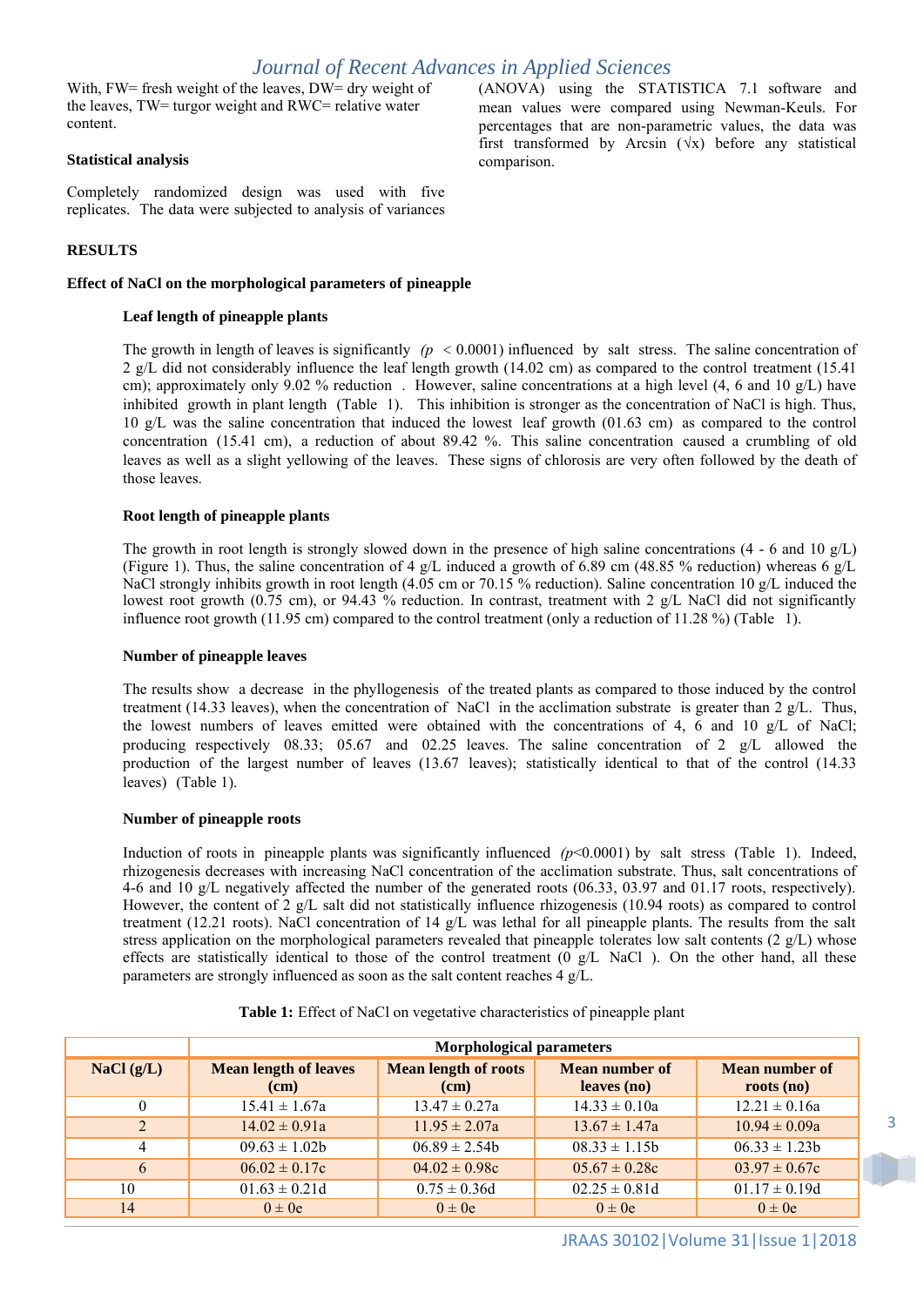With, FW= fresh weight of the leaves, DW= dry weight of the leaves, TW= turgor weight and RWC= relative water content.

### Statistical analysis

Completely randomized design was used with five replicates. The data were subjected to analysis of variances (ANOVA) using the STATISTICA 7.1 software and mean values were compared using Newman-Keuls. For percentages that are non-parametric values, the data was first transformed by Arcsin (√x) before any statistical comparison.

## RESULTS

### Effect of NaCl on the morphological parameters of pineapple

#### Leaf length of pineapple plants

The growth in length of leaves is significantly *(p* < 0.0001) influenced by salt stress. The saline concentration of 2 g/L did not considerably influence the leaf length growth (14.02 cm) as compared to the control treatment (15.41 cm); approximately only 9.02 % reduction . However, saline concentrations at a high level (4, 6 and 10 g/L) have inhibited growth in plant length (Table 1). This inhibition is stronger as the concentration of NaCl is high. Thus, 10 g/L was the saline concentration that induced the lowest leaf growth (01.63 cm) as compared to the control concentration (15.41 cm), a reduction of about 89.42 %. This saline concentration caused a crumbling of old leaves as well as a slight yellowing of the leaves. These signs of chlorosis are very often followed by the death of those leaves.

#### Root length of pineapple plants

The growth in root length is strongly slowed down in the presence of high saline concentrations (4 - 6 and 10 g/L) (Figure 1). Thus, the saline concentration of 4 g/L induced a growth of 6.89 cm (48.85 % reduction) whereas 6 g/L NaCl strongly inhibits growth in root length (4.05 cm or 70.15 % reduction). Saline concentration 10 g/L induced the lowest root growth (0.75 cm), or 94.43 % reduction. In contrast, treatment with 2 g/L NaCl did not significantly influence root growth (11.95 cm) compared to the control treatment (only a reduction of 11.28 %) (Table 1).

#### Number of pineapple leaves

The results show a decrease in the phyllogenesis of the treated plants as compared to those induced by the control treatment (14.33 leaves), when the concentration of NaCl in the acclimation substrate is greater than 2 g/L. Thus, the lowest numbers of leaves emitted were obtained with the concentrations of 4, 6 and 10 g/L of NaCl; producing respectively 08.33; 05.67 and 02.25 leaves. The saline concentration of 2 g/L allowed the production of the largest number of leaves (13.67 leaves); statistically identical to that of the control (14.33 leaves) (Table 1).

#### Number of pineapple roots

Induction of roots in pineapple plants was significantly influenced *(p*<0.0001) by salt stress (Table 1). Indeed, rhizogenesis decreases with increasing NaCl concentration of the acclimation substrate. Thus, salt concentrations of 4-6 and 10 g/L negatively affected the number of the generated roots (06.33, 03.97 and 01.17 roots, respectively). However, the content of 2 g/L salt did not statistically influence rhizogenesis (10.94 roots) as compared to control treatment (12.21 roots). NaCl concentration of 14 g/L was lethal for all pineapple plants. The results from the salt stress application on the morphological parameters revealed that pineapple tolerates low salt contents (2 g/L) whose effects are statistically identical to those of the control treatment (0 g/L NaCl ). On the other hand, all these parameters are strongly influenced as soon as the salt content reaches 4 g/L.

**Table 1:** Effect of NaCl on vegetative characteristics of pineapple plant

| | Morphological parameters | | | |
|---|---|---|---|---|
| **NaCl (g/L)** | **Mean length of leaves (cm)** | **Mean length of roots (cm)** | **Mean number of leaves (no)** | **Mean number of roots (no)** |
| 0 | 15.41 ± 1.67a | 13.47 ± 0.27a | 14.33 ± 0.10a | 12.21 ± 0.16a |
| 2 | 14.02 ± 0.91a | 11.95 ± 2.07a | 13.67 ± 1.47a | 10.94 ± 0.09a |
| 4 | 09.63 ± 1.02b | 06.89 ± 2.54b | 08.33 ± 1.15b | 06.33 ± 1.23b |
| 6 | 06.02 ± 0.17c | 04.02 ± 0.98c | 05.67 ± 0.28c | 03.97 ± 0.67c |
| 10 | 01.63 ± 0.21d | 0.75 ± 0.36d | 02.25 ± 0.81d | 01.17 ± 0.19d |
| 14 | 0 ± 0e | 0 ± 0e | 0 ± 0e | 0 ± 0e |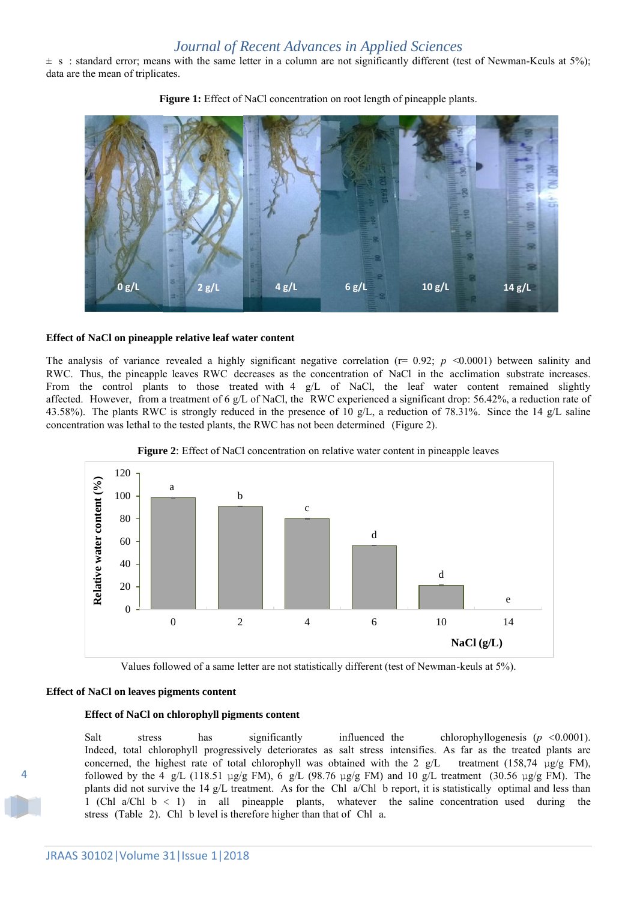± s : standard error; means with the same letter in a column are not significantly different (test of Newman-Keuls at 5%); data are the mean of triplicates.

**Figure 1:** Effect of NaCl concentration on root length of pineapple plants.

0 g/L
2 g/L
4 g/L
6 g/L
10 g/L
14 g/L

**Effect of NaCl on pineapple relative leaf water content**

The analysis of variance revealed a highly significant negative correlation (r= 0.92; $p$ <0.0001) between salinity and RWC. Thus, the pineapple leaves RWC decreases as the concentration of NaCl in the acclimation substrate increases. From the control plants to those treated with 4 g/L of NaCl, the leaf water content remained slightly affected. However, from a treatment of 6 g/L of NaCl, the RWC experienced a significant drop: 56.42%, a reduction rate of 43.58%). The plants RWC is strongly reduced in the presence of 10 g/L, a reduction of 78.31%. Since the 14 g/L saline concentration was lethal to the tested plants, the RWC has not been determined (Figure 2).

**Figure 2**: Effect of NaCl concentration on relative water content in pineapple leaves

Relative water content (%)
120
100
80
60
40
20
0
a
b
c
d
d
e
0
2
4
6
10
14
NaCl (g/L)

Values followed of a same letter are not statistically different (test of Newman-keuls at 5%).

**Effect of NaCl on leaves pigments content**

**Effect of NaCl on chlorophyll pigments content**

Salt stress has significantly influenced the chlorophyllogenesis ($p$ <0.0001). Indeed, total chlorophyll progressively deteriorates as salt stress intensifies. As far as the treated plants are concerned, the highest rate of total chlorophyll was obtained with the 2 g/L treatment (158,74 µg/g FM), followed by the 4 g/L (118.51 µg/g FM), 6 g/L (98.76 µg/g FM) and 10 g/L treatment (30.56 µg/g FM). The plants did not survive the 14 g/L treatment. As for the Chl a/Chl b report, it is statistically optimal and less than 1 (Chl a/Chl b < 1) in all pineapple plants, whatever the saline concentration used during the stress (Table 2). Chl b level is therefore higher than that of Chl a.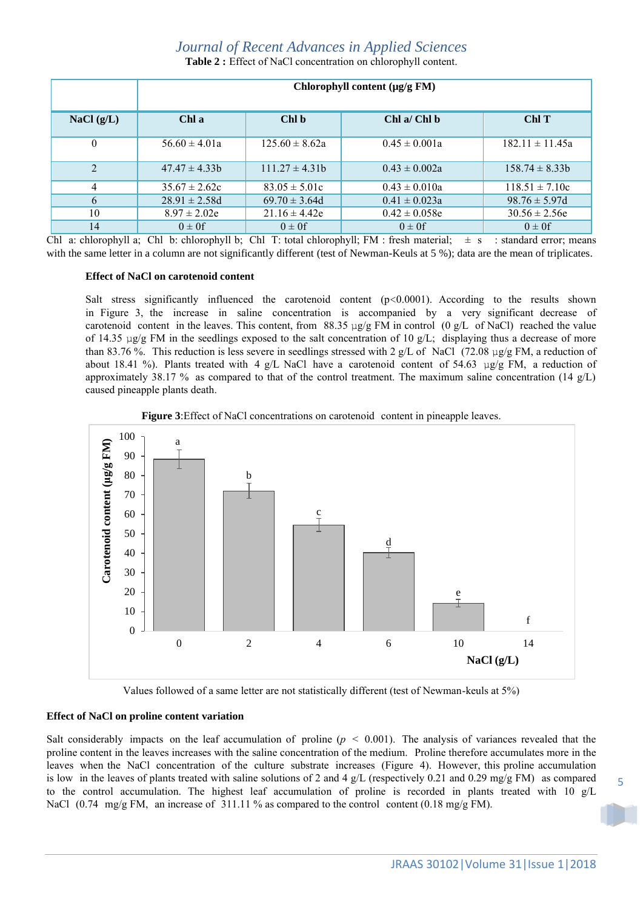**Table 2 :** Effect of NaCl concentration on chlorophyll content.

| | Chlorophyll content (µg/g FM) | | | |
|---|---|---|---|---|
| **NaCl (g/L)** | **Chl a** | **Chl b** | **Chl a/ Chl b** | **Chl T** |
| 0 | 56.60 ± 4.01a | 125.60 ± 8.62a | 0.45 ± 0.001a | 182.11 ± 11.45a |
| 2 | 47.47 ± 4.33b | 111.27 ± 4.31b | 0.43 ± 0.002a | 158.74 ± 8.33b |
| 4 | 35.67 ± 2.62c | 83.05 ± 5.01c | 0.43 ± 0.010a | 118.51 ± 7.10c |
| 6 | 28.91 ± 2.58d | 69.70 ± 3.64d | 0.41 ± 0.023a | 98.76 ± 5.97d |
| 10 | 8.97 ± 2.02e | 21.16 ± 4.42e | 0.42 ± 0.058e | 30.56 ± 2.56e |
| 14 | 0 ± 0f | 0 ± 0f | 0 ± 0f | 0 ± 0f |

Chl a: chlorophyll a; Chl b: chlorophyll b; Chl T: total chlorophyll; FM : fresh material; ± s : standard error; means with the same letter in a column are not significantly different (test of Newman-Keuls at 5 %); data are the mean of triplicates.

### Effect of NaCl on carotenoid content

Salt stress significantly influenced the carotenoid content ($p<0.0001$). According to the results shown in Figure 3, the increase in saline concentration is accompanied by a very significant decrease of carotenoid content in the leaves. This content, from 88.35 µg/g FM in control (0 g/L of NaCl) reached the value of 14.35 µg/g FM in the seedlings exposed to the salt concentration of 10 g/L; displaying thus a decrease of more than 83.76 %. This reduction is less severe in seedlings stressed with 2 g/L of NaCl (72.08 µg/g FM, a reduction of about 18.41 %). Plants treated with 4 g/L NaCl have a carotenoid content of 54.63 µg/g FM, a reduction of approximately 38.17 % as compared to that of the control treatment. The maximum saline concentration (14 g/L) caused pineapple plants death.

**Figure 3**:Effect of NaCl concentrations on carotenoid content in pineapple leaves.

Values followed of a same letter are not statistically different (test of Newman-keuls at 5%)

### Effect of NaCl on proline content variation

Salt considerably impacts on the leaf accumulation of proline ($p < 0.001$). The analysis of variances revealed that the proline content in the leaves increases with the saline concentration of the medium. Proline therefore accumulates more in the leaves when the NaCl concentration of the culture substrate increases (Figure 4). However, this proline accumulation is low in the leaves of plants treated with saline solutions of 2 and 4 g/L (respectively 0.21 and 0.29 mg/g FM) as compared to the control accumulation. The highest leaf accumulation of proline is recorded in plants treated with 10 g/L NaCl (0.74 mg/g FM, an increase of 311.11 % as compared to the control content (0.18 mg/g FM).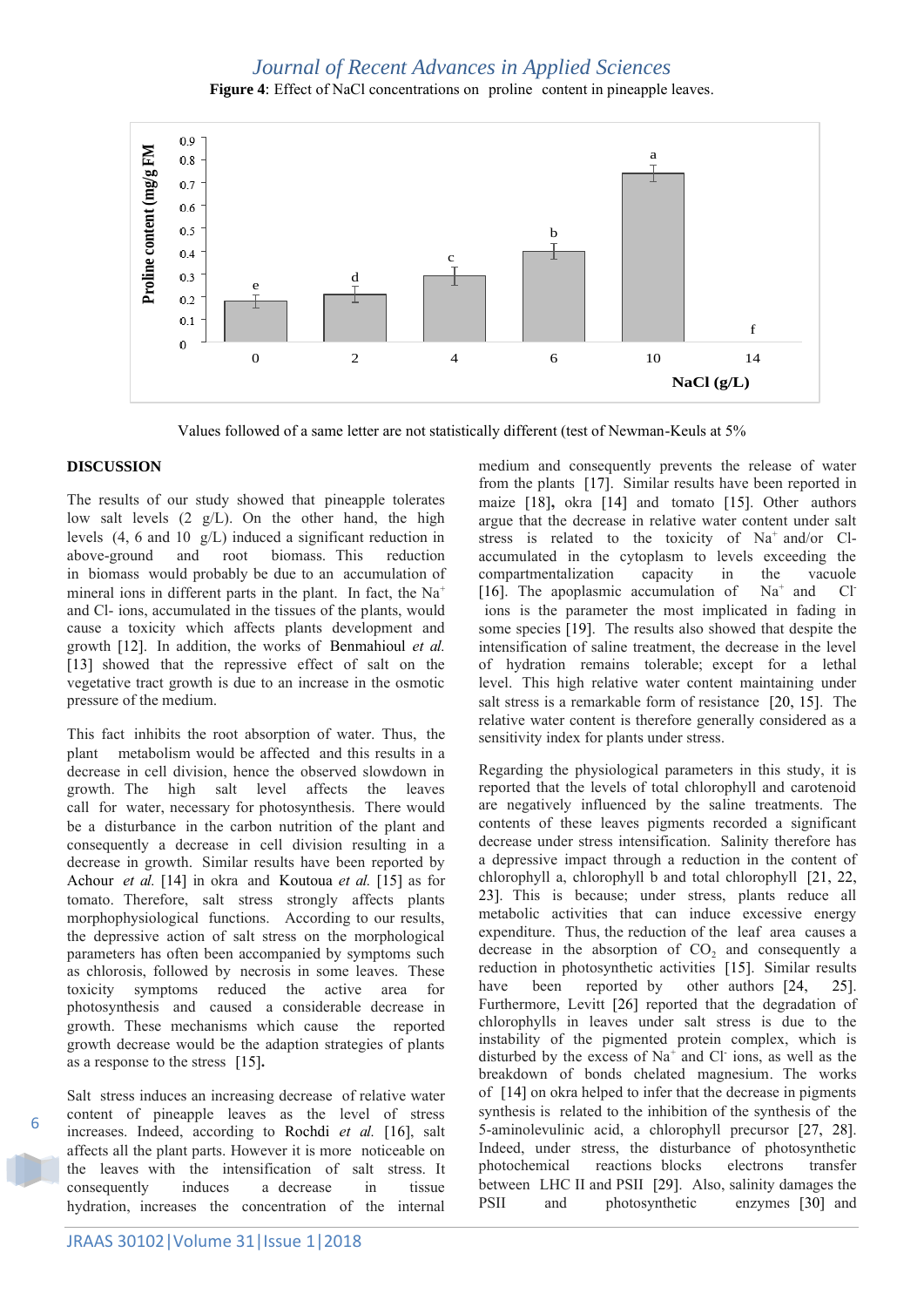**Figure 4**: Effect of NaCl concentrations on proline content in pineapple leaves.

Proline content (mg/g FM)

0.9
0.8
0.7
0.6
0.5
0.4
0.3
0.2
0.1
0

e
d
c
b
a
f

0
2
4
6
10
14

NaCl (g/L)

Values followed of a same letter are not statistically different (test of Newman-Keuls at 5%

## DISCUSSION

The results of our study showed that pineapple tolerates low salt levels (2 g/L). On the other hand, the high levels (4, 6 and 10 g/L) induced a significant reduction in above-ground and root biomass. This reduction in biomass would probably be due to an accumulation of mineral ions in different parts in the plant. In fact, the $Na^+$ and Cl- ions, accumulated in the tissues of the plants, would cause a toxicity which affects plants development and growth [12]. In addition, the works of Benmahioul *et al.* [13] showed that the repressive effect of salt on the vegetative tract growth is due to an increase in the osmotic pressure of the medium.

This fact inhibits the root absorption of water. Thus, the plant metabolism would be affected and this results in a decrease in cell division, hence the observed slowdown in growth. The high salt level affects the leaves call for water, necessary for photosynthesis. There would be a disturbance in the carbon nutrition of the plant and consequently a decrease in cell division resulting in a decrease in growth. Similar results have been reported by Achour *et al.* [14] in okra and Koutoua *et al.* [15] as for tomato. Therefore, salt stress strongly affects plants morphophysiological functions. According to our results, the depressive action of salt stress on the morphological parameters has often been accompanied by symptoms such as chlorosis, followed by necrosis in some leaves. These toxicity symptoms reduced the active area for photosynthesis and caused a considerable decrease in growth. These mechanisms which cause the reported growth decrease would be the adaption strategies of plants as a response to the stress [15].

Salt stress induces an increasing decrease of relative water content of pineapple leaves as the level of stress increases. Indeed, according to Rochdi *et al.* [16], salt affects all the plant parts. However it is more noticeable on the leaves with the intensification of salt stress. It consequently induces a decrease in tissue hydration, increases the concentration of the internal medium and consequently prevents the release of water from the plants [17]. Similar results have been reported in maize [18], okra [14] and tomato [15]. Other authors argue that the decrease in relative water content under salt stress is related to the toxicity of $Na^+$ and/or Cl- accumulated in the cytoplasm to levels exceeding the compartmentalization capacity in the vacuole [16]. The apoplasmic accumulation of $Na^+$ and $Cl^-$ ions is the parameter the most implicated in fading in some species [19]. The results also showed that despite the intensification of saline treatment, the decrease in the level of hydration remains tolerable; except for a lethal level. This high relative water content maintaining under salt stress is a remarkable form of resistance [20, 15]. The relative water content is therefore generally considered as a sensitivity index for plants under stress.

Regarding the physiological parameters in this study, it is reported that the levels of total chlorophyll and carotenoid are negatively influenced by the saline treatments. The contents of these leaves pigments recorded a significant decrease under stress intensification. Salinity therefore has a depressive impact through a reduction in the content of chlorophyll a, chlorophyll b and total chlorophyll [21, 22, 23]. This is because; under stress, plants reduce all metabolic activities that can induce excessive energy expenditure. Thus, the reduction of the leaf area causes a decrease in the absorption of $CO_2$ and consequently a reduction in photosynthetic activities [15]. Similar results have been reported by other authors [24, 25]. Furthermore, Levitt [26] reported that the degradation of chlorophylls in leaves under salt stress is due to the instability of the pigmented protein complex, which is disturbed by the excess of $Na^+$ and $Cl^-$ ions, as well as the breakdown of bonds chelated magnesium. The works of [14] on okra helped to infer that the decrease in pigments synthesis is related to the inhibition of the synthesis of the 5-aminolevulinic acid, a chlorophyll precursor [27, 28]. Indeed, under stress, the disturbance of photosynthetic photochemical reactions blocks electrons transfer between LHC II and PSII [29]. Also, salinity damages the PSII and photosynthetic enzymes [30] and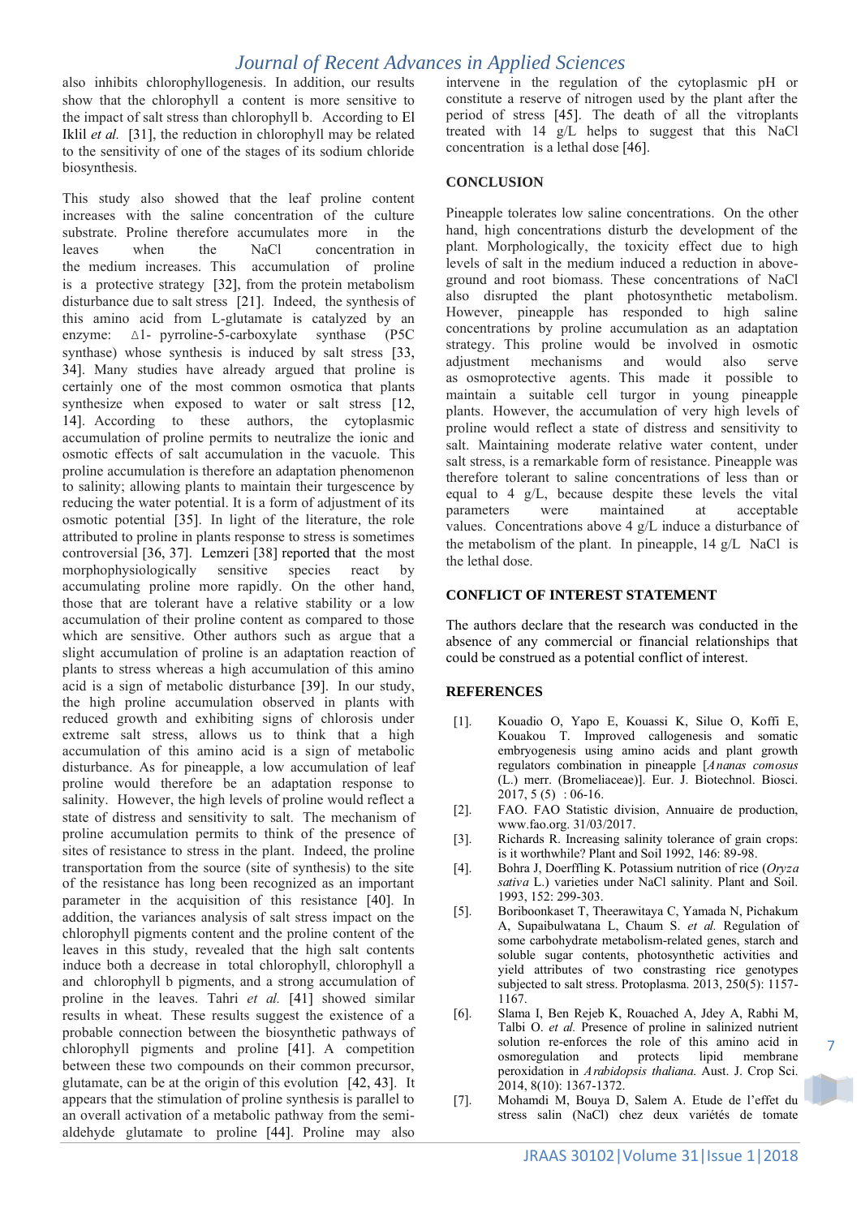also inhibits chlorophyllogenesis. In addition, our results show that the chlorophyll a content is more sensitive to the impact of salt stress than chlorophyll b. According to El Iklil *et al.* [31], the reduction in chlorophyll may be related to the sensitivity of one of the stages of its sodium chloride biosynthesis.

This study also showed that the leaf proline content increases with the saline concentration of the culture substrate. Proline therefore accumulates more in the leaves when the NaCl concentration in the medium increases. This accumulation of proline is a protective strategy [32], from the protein metabolism disturbance due to salt stress [21]. Indeed, the synthesis of this amino acid from L-glutamate is catalyzed by an enzyme: ∆1- pyrroline-5-carboxylate synthase (P5C synthase) whose synthesis is induced by salt stress [33, 34]. Many studies have already argued that proline is certainly one of the most common osmotica that plants synthesize when exposed to water or salt stress [12, 14]. According to these authors, the cytoplasmic accumulation of proline permits to neutralize the ionic and osmotic effects of salt accumulation in the vacuole. This proline accumulation is therefore an adaptation phenomenon to salinity; allowing plants to maintain their turgescence by reducing the water potential. It is a form of adjustment of its osmotic potential [35]. In light of the literature, the role attributed to proline in plants response to stress is sometimes controversial [36, 37]. Lemzeri [38] reported that the most morphophysiologically sensitive species react by accumulating proline more rapidly. On the other hand, those that are tolerant have a relative stability or a low accumulation of their proline content as compared to those which are sensitive. Other authors such as argue that a slight accumulation of proline is an adaptation reaction of plants to stress whereas a high accumulation of this amino acid is a sign of metabolic disturbance [39]. In our study, the high proline accumulation observed in plants with reduced growth and exhibiting signs of chlorosis under extreme salt stress, allows us to think that a high accumulation of this amino acid is a sign of metabolic disturbance. As for pineapple, a low accumulation of leaf proline would therefore be an adaptation response to salinity. However, the high levels of proline would reflect a state of distress and sensitivity to salt. The mechanism of proline accumulation permits to think of the presence of sites of resistance to stress in the plant. Indeed, the proline transportation from the source (site of synthesis) to the site of the resistance has long been recognized as an important parameter in the acquisition of this resistance [40]. In addition, the variances analysis of salt stress impact on the chlorophyll pigments content and the proline content of the leaves in this study, revealed that the high salt contents induce both a decrease in total chlorophyll, chlorophyll a and chlorophyll b pigments, and a strong accumulation of proline in the leaves. Tahri *et al.* [41] showed similar results in wheat. These results suggest the existence of a probable connection between the biosynthetic pathways of chlorophyll pigments and proline [41]. A competition between these two compounds on their common precursor, glutamate, can be at the origin of this evolution [42, 43]. It appears that the stimulation of proline synthesis is parallel to an overall activation of a metabolic pathway from the semi-aldehyde glutamate to proline [44]. Proline may also intervene in the regulation of the cytoplasmic pH or constitute a reserve of nitrogen used by the plant after the period of stress [45]. The death of all the vitroplants treated with 14 g/L helps to suggest that this NaCl concentration is a lethal dose [46].

## CONCLUSION

Pineapple tolerates low saline concentrations. On the other hand, high concentrations disturb the development of the plant. Morphologically, the toxicity effect due to high levels of salt in the medium induced a reduction in above-ground and root biomass. These concentrations of NaCl also disrupted the plant photosynthetic metabolism. However, pineapple has responded to high saline concentrations by proline accumulation as an adaptation strategy. This proline would be involved in osmotic adjustment mechanisms and would also serve as osmoprotective agents. This made it possible to maintain a suitable cell turgor in young pineapple plants. However, the accumulation of very high levels of proline would reflect a state of distress and sensitivity to salt. Maintaining moderate relative water content, under salt stress, is a remarkable form of resistance. Pineapple was therefore tolerant to saline concentrations of less than or equal to 4 g/L, because despite these levels the vital parameters were maintained at acceptable values. Concentrations above 4 g/L induce a disturbance of the metabolism of the plant. In pineapple, 14 g/L NaCl is the lethal dose.

## CONFLICT OF INTEREST STATEMENT

The authors declare that the research was conducted in the absence of any commercial or financial relationships that could be construed as a potential conflict of interest.

## REFERENCES

[1]. Kouadio O, Yapo E, Kouassi K, Silue O, Koffi E, Kouakou T. Improved callogenesis and somatic embryogenesis using amino acids and plant growth regulators combination in pineapple [*Ananas comosus* (L.) merr. (Bromeliaceae)]. Eur. J. Biotechnol. Biosci. 2017, 5 (5) : 06-16.

[2]. FAO. FAO Statistic division, Annuaire de production, www.fao.org. 31/03/2017.

[3]. Richards R. Increasing salinity tolerance of grain crops: is it worthwhile? Plant and Soil 1992, 146: 89-98.

[4]. Bohra J, Doerffling K. Potassium nutrition of rice (*Oryza sativa* L.) varieties under NaCl salinity. Plant and Soil. 1993, 152: 299-303.

[5]. Boriboonkaset T, Theerawitaya C, Yamada N, Pichakum A, Supaibulwatana L, Chaum S. *et al.* Regulation of some carbohydrate metabolism-related genes, starch and soluble sugar contents, photosynthetic activities and yield attributes of two constrasting rice genotypes subjected to salt stress. Protoplasma. 2013, 250(5): 1157-1167.

[6]. Slama I, Ben Rejeb K, Rouached A, Jdey A, Rabhi M, Talbi O. *et al.* Presence of proline in salinized nutrient solution re-enforces the role of this amino acid in osmoregulation and protects lipid membrane peroxidation in *Arabidopsis thaliana.* Aust. J. Crop Sci. 2014, 8(10): 1367-1372.

[7]. Mohamdi M, Bouya D, Salem A. Etude de l'effet du stress salin (NaCl) chez deux variétés de tomate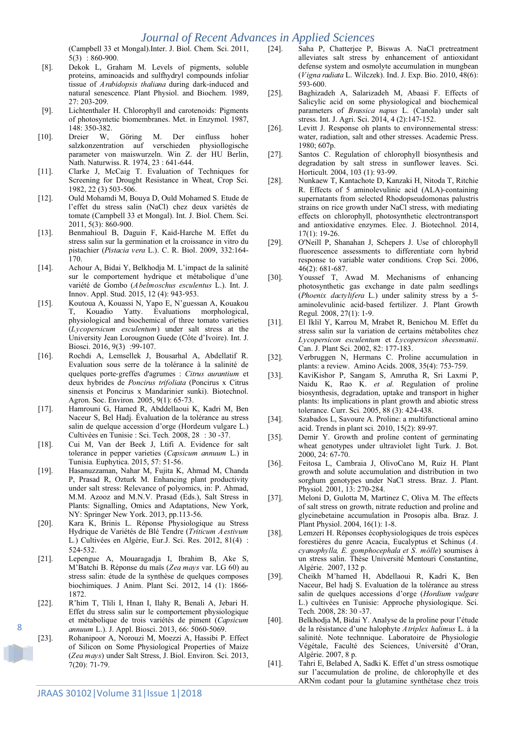(Campbell 33 et Mongal).Inter. J. Biol. Chem. Sci. 2011, 5(3) : 860-900.

[8]. Dekok L, Graham M. Levels of pigments, soluble proteins, aminoacids and sulfhydryl compounds infoliar tissue of *Arabidopsis thaliana* during dark-induced and natural senescence. Plant Physiol. and Biochem. 1989, 27: 203-209.

[9]. Lichtenthaler H. Chlorophyll and carotenoids: Pigments of photosyntetic biomembranes. Met. in Enzymol. 1987, 148: 350-382.

[10]. Dreier W, Göring M. Der einfluss hoher salzkonzentration auf verschieden physiollogische parameter von maiswurzeln. Win Z. der HU Berlin, Nath. Naturwiss. R. 1974, 23 : 641-644.

[11]. Clarke J, McCaig T. Evaluation of Techniques for Screening for Drought Resistance in Wheat, Crop Sci. 1982, 22 (3) 503-506.

[12]. Ould Mohamdi M, Bouya D, Ould Mohamed S. Etude de l'effet du stress salin (NaCl) chez deux variétés de tomate (Campbell 33 et Mongal). Int. J. Biol. Chem. Sci. 2011, 5(3): 860-900.

[13]. Benmahioul B, Daguin F, Kaid-Harche M. Effet du stress salin sur la germination et la croissance in vitro du pistachier (*Pistacia vera* L.). C. R. Biol. 2009, 332:164-170.

[14]. Achour A, Bidai Y, Belkhodja M. L'impact de la salinité sur le comportement hydrique et métabolique d'une variété de Gombo (*Abelmoschus esculentus* L.). Int. J. Innov. Appl. Stud. 2015, 12 (4): 943-953.

[15]. Koutoua A, Kouassi N, Yapo E, N'guessan A, Kouakou T, Kouadio Yatty. Evaluations morphological, physiological and biochemical of three tomato varieties (*Lycopersicum esculentum*) under salt stress at the University Jean Lorougnon Guede (Côte d'Ivoire). Int. J. Biosci. 2016, 9(3) :99-107.

[16]. Rochdi A, Lemsellek J, Bousarhal A, Abdellatif R. Evaluation sous serre de la tolérance à la salinité de quelques porte-greffes d'agrumes : *Citrus aurantium* et deux hybrides de *Poncirus trifoliata* (Poncirus x Citrus sinensis et Poncirus x Mandarinier sunki). Biotechnol. Agron. Soc. Environ. 2005, 9(1): 65-73.

[17]. Hamrouni G, Hamed R, Abddellaoui K, Kadri M, Ben Naceur S, Bel Hadj. Évaluation de la tolérance au stress salin de quelque accession d'orge (Hordeum vulgare L.) Cultivées en Tunisie : Sci. Tech. 2008, 28 : 30 -37.

[18]. Cui M, Van der Beek J, Ltifi A. Evidence for salt tolerance in pepper varieties (*Capsicum annuum* L.) in Tunisia. Euphytica. 2015, 57: 51-56.

[19]. Hasanuzzaman, Nahar M, Fujita K, Ahmad M, Chanda P, Prasad R, Ozturk M. Enhancing plant productivity under salt stress: Relevance of polyomics, in: P. Ahmad, M.M. Azooz and M.N.V. Prasad (Eds.), Salt Stress in Plants: Signalling, Omics and Adaptations, New York, NY: Springer New York. 2013, pp.113-56.

[20]. Kara K, Brinis L. Réponse Physiologique au Stress Hydrique de Variétés de Blé Tendre (*Triticum Aestivum* L.) Cultivées en Algérie, Eur.J. Sci. Res. 2012, 81(4) : 524-532.

[21]. Lepengue A, Mouaragadja I, Ibrahim B, Ake S, M'Batchi B. Réponse du maïs (*Zea mays* var. LG 60) au stress salin: étude de la synthèse de quelques composes biochimiques. J Anim. Plant Sci. 2012, 14 (1): 1866-1872.

[22]. R'him T, Tlili I, Hnan I, Ilahy R, Benali A, Jebari H. Effet du stress salin sur le comportement physiologique et métabolique de trois variétés de piment (*Capsicum annuum* L.). J. Appl. Biosci. 2013, 66: 5060-5069.

[23]. Rohanipoor A, Norouzi M, Moezzi A, Hassibi P. Effect of Silicon on Some Physiological Properties of Maize (*Zea mays*) under Salt Stress, J. Biol. Environ. Sci. 2013, 7(20): 71-79.

[24]. Saha P, Chatterjee P, Biswas A. NaCl pretreatment alleviates salt stress by enhancement of antioxidant defense system and osmolyte accumulation in mungbean (*Vigna radiata* L. Wilczek). Ind. J. Exp. Bio. 2010, 48(6): 593-600.

[25]. Baghizadeh A, Salarizadeh M, Abaasi F. Effects of Salicylic acid on some physiological and biochemical parameters of *Brassica napus* L. (Canola) under salt stress. Int. J. Agri. Sci. 2014, 4 (2):147-152.

[26]. Levitt J. Response oh plants to environnemental stress: water, radiation, salt and other stresses. Academic Press. 1980; 607p.

[27]. Santos C. Regulation of chlorophyll biosynthesis and degradation by salt stress in sunflower leaves. Sci. Horticult. 2004, 103 (1): 93-99.

[28]. Nunkaew T, Kantachote D, Kanzaki H, Nitoda T, Ritchie R. Effects of 5 aminolevulinic acid (ALA)-containing supernatants from selected Rhodopseudomonas palustris strains on rice growth under NaCl stress, with mediating effects on chlorophyll, photosynthetic electrontransport and antioxidative enzymes. Elec. J. Biotechnol. 2014, 17(1): 19-26.

[29]. O'Neill P, Shanahan J, Schepers J. Use of chlorophyll fluorescence assessments to differentiate corn hybrid response to variable water conditions. Crop Sci. 2006, 46(2): 681-687.

[30]. Youssef T, Awad M. Mechanisms of enhancing photosynthetic gas exchange in date palm seedlings (*Phoenix dactylifera* L.) under salinity stress by a 5-aminolevulinic acid-based fertilizer. J. Plant Growth Regul. 2008, 27(1): 1-9.

[31]. El Iklil Y, Karrou M, Mrabet R, Benichou M. Effet du stress salin sur la variation de certains métabolites chez *Lycopersicon esculentum* et *Lycopersicon sheesmanii*. Can. J. Plant Sci. 2002, 82: 177-183.

[32]. Verbruggen N, Hermans C. Proline accumulation in plants: a review. Amino Acids. 2008, 35(4): 753-759.

[33]. KaviKishor P, Sangam S, Amrutha R, Sri Laxmi P, Naidu K, Rao K. *et al.* Regulation of proline biosynthesis, degradation, uptake and transport in higher plants: Its implications in plant growth and abiotic stress tolerance. Curr. Sci. 2005, 88 (3): 424-438.

[34]. Szabados L, Savoure A. Proline: a multifunctional amino acid. Trends in plant sci. 2010, 15(2): 89-97.

[35]. Demir Y. Growth and proline content of germinating wheat genotypes under ultraviolet light Turk. J. Bot. 2000, 24: 67-70.

[36]. Feitosa L, Cambraia J, OlivoCano M, Ruiz H. Plant growth and solute accumulation and distribution in two sorghum genotypes under NaCl stress. Braz. J. Plant. Physiol. 2001, 13: 270-284.

[37]. Meloni D, Gulotta M, Martinez C, Oliva M. The effects of salt stress on growth, nitrate reduction and proline and glycinebetaine accumulation in Prosopis alba. Braz. J. Plant Physiol. 2004, 16(1): 1-8.

[38]. Lemzeri H. Réponses écophysiologiques de trois espèces forestières du genre Acacia, Eucalyptus et Schinus (*A. cyanophylla, E. gomphocephala et S. mōlle*) soumises à un stress salin. Thèse Université Mentouri Constantine, Algérie. 2007, 132 p.

[39]. Cheikh M'hamed H, Abdellaoui R, Kadri K, Ben Naceur, Bel hadj S. Evaluation de la tolérance au stress salin de quelques accessions d'orge (*Hordium vulgare* L.) cultivées en Tunisie: Approche physiologique. Sci. Tech. 2008, 28: 30 -37.

[40]. Belkhodja M, Bidai Y. Analyse de la proline pour l'étude de la résistance d'une halophyte *Atriplex halimus* L. à la salinité. Note technnique. Laboratoire de Physiologie Végétale, Faculté des Sciences, Université d'Oran, Algérie. 2007, 8 p.

[41]. Tahri E, Belabed A, Sadki K. Effet d'un stress osmotique sur l'accumulation de proline, de chlorophylle et des ARNm codant pour la glutamine synthétase chez trois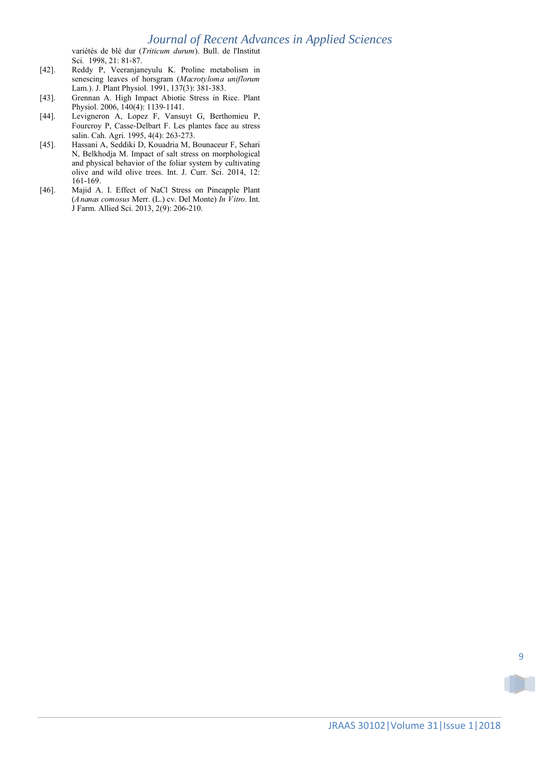variétés de blé dur (*Triticum durum*). Bull. de l'Institut Sci. 1998, 21: 81-87.

[42]. Reddy P, Veeranjaneyulu K. Proline metabolism in senescing leaves of horsgram (*Macrotyloma uniflorum* Lam.). J. Plant Physiol. 1991, 137(3): 381-383.

[43]. Grennan A. High Impact Abiotic Stress in Rice. Plant Physiol. 2006, 140(4): 1139-1141.

[44]. Levigneron A, Lopez F, Vansuyt G, Berthomieu P, Fourcroy P, Casse-Delbart F. Les plantes face au stress salin. Cah. Agri. 1995, 4(4): 263-273.

[45]. Hassani A, Seddiki D, Kouadria M, Bounaceur F, Sehari N, Belkhodja M. Impact of salt stress on morphological and physical behavior of the foliar system by cultivating olive and wild olive trees. Int. J. Curr. Sci. 2014, 12: 161-169.

[46]. Majid A. I. Effect of NaCl Stress on Pineapple Plant (*Ananas comosus* Merr. (L.) cv. Del Monte) *In Vitro*. Int. J Farm. Allied Sci. 2013, 2(9): 206-210.